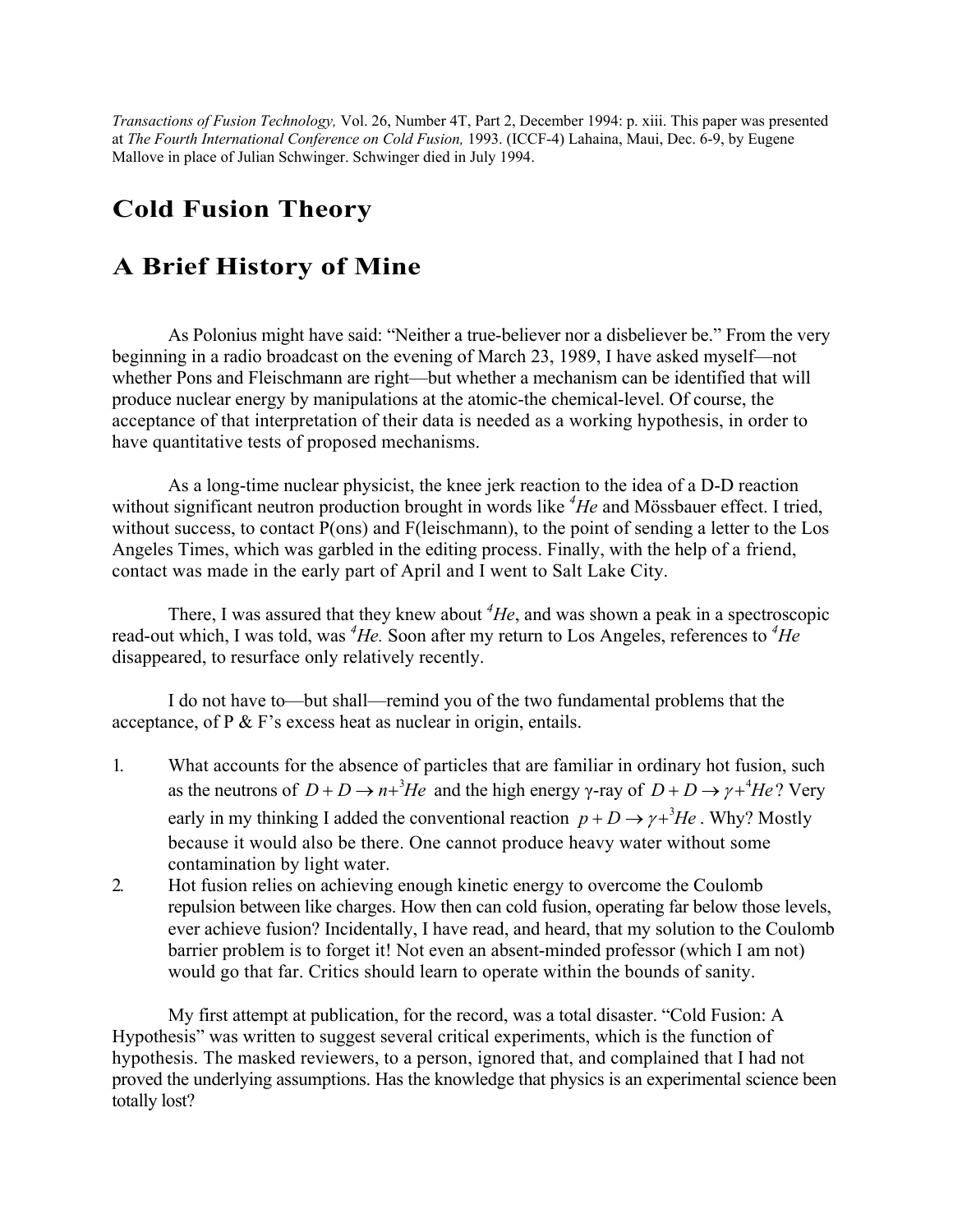*Transactions of Fusion Technology,* Vol. 26, Number 4T, Part 2, December 1994: p. xiii. This paper was presented at *The Fourth International Conference on Cold Fusion,* 1993. (ICCF-4) Lahaina, Maui, Dec. 6-9, by Eugene Mallove in place of Julian Schwinger. Schwinger died in July 1994.

# Cold Fusion Theory

# A Brief History of Mine

As Polonius might have said: "Neither a true-believer nor a disbeliever be." From the very beginning in a radio broadcast on the evening of March 23, 1989, I have asked myself—not whether Pons and Fleischmann are right—but whether a mechanism can be identified that will produce nuclear energy by manipulations at the atomic-the chemical-level. Of course, the acceptance of that interpretation of their data is needed as a working hypothesis, in order to have quantitative tests of proposed mechanisms.

As a long-time nuclear physicist, the knee jerk reaction to the idea of a D-D reaction without significant neutron production brought in words like $^{4}He$ and Mössbauer effect. I tried, without success, to contact P(ons) and F(leischmann), to the point of sending a letter to the Los Angeles Times, which was garbled in the editing process. Finally, with the help of a friend, contact was made in the early part of April and I went to Salt Lake City.

There, I was assured that they knew about $^{4}He$, and was shown a peak in a spectroscopic read-out which, I was told, was $^{4}He$. Soon after my return to Los Angeles, references to $^{4}He$ disappeared, to resurface only relatively recently.

I do not have to—but shall—remind you of the two fundamental problems that the acceptance, of P & F's excess heat as nuclear in origin, entails.

1. What accounts for the absence of particles that are familiar in ordinary hot fusion, such as the neutrons of $D + D \rightarrow n + {}^{3}He$ and the high energy γ-ray of $D + D \rightarrow \gamma + {}^{4}He$? Very early in my thinking I added the conventional reaction $p + D \rightarrow \gamma + {}^{3}He$. Why? Mostly because it would also be there. One cannot produce heavy water without some contamination by light water.
2. Hot fusion relies on achieving enough kinetic energy to overcome the Coulomb repulsion between like charges. How then can cold fusion, operating far below those levels, ever achieve fusion? Incidentally, I have read, and heard, that my solution to the Coulomb barrier problem is to forget it! Not even an absent-minded professor (which I am not) would go that far. Critics should learn to operate within the bounds of sanity.

My first attempt at publication, for the record, was a total disaster. "Cold Fusion: A Hypothesis" was written to suggest several critical experiments, which is the function of hypothesis. The masked reviewers, to a person, ignored that, and complained that I had not proved the underlying assumptions. Has the knowledge that physics is an experimental science been totally lost?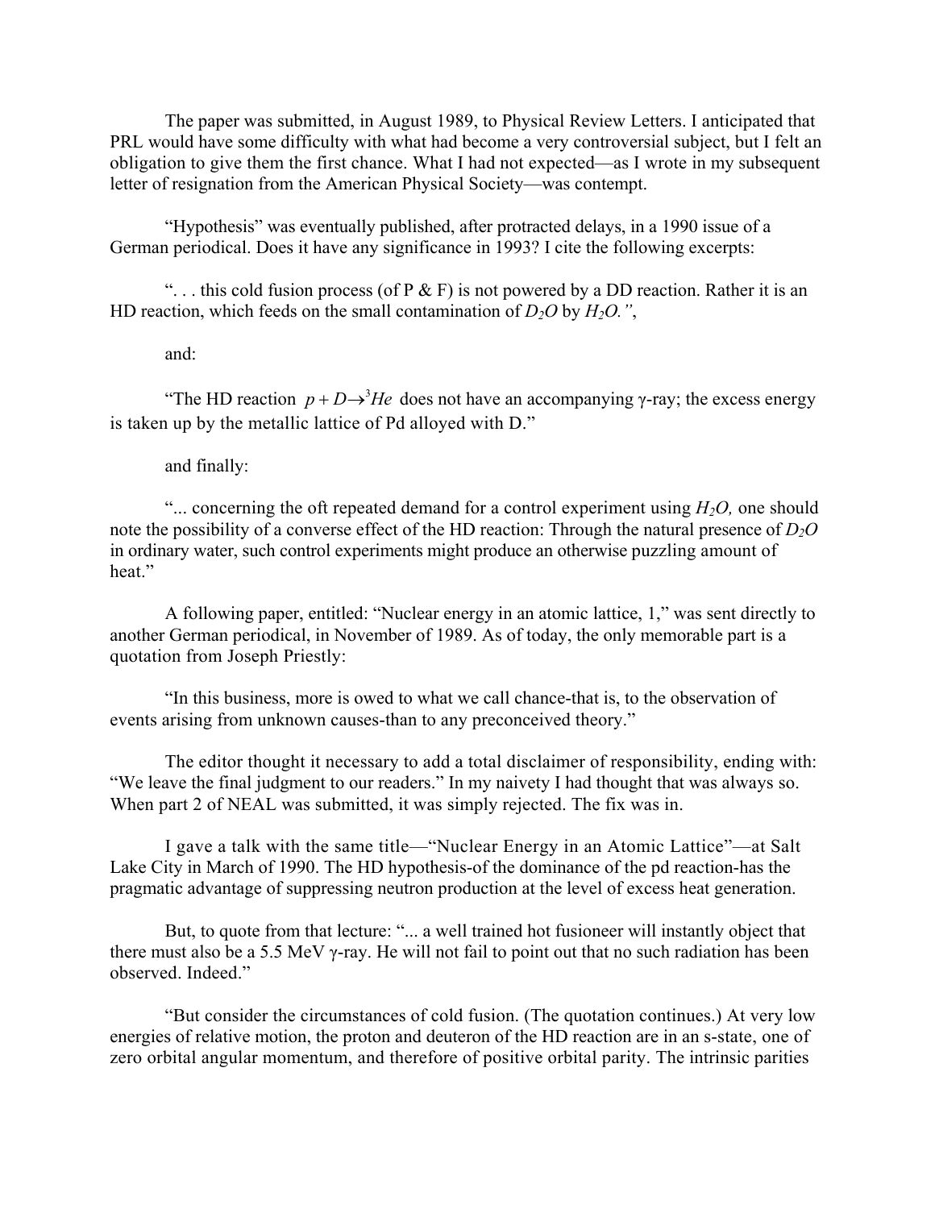The paper was submitted, in August 1989, to Physical Review Letters. I anticipated that PRL would have some difficulty with what had become a very controversial subject, but I felt an obligation to give them the first chance. What I had not expected—as I wrote in my subsequent letter of resignation from the American Physical Society—was contempt.

"Hypothesis" was eventually published, after protracted delays, in a 1990 issue of a German periodical. Does it have any significance in 1993? I cite the following excerpts:

". . . this cold fusion process (of P & F) is not powered by a DD reaction. Rather it is an HD reaction, which feeds on the small contamination of $D_2O$ by $H_2O$.",

and:

"The HD reaction $p + D \rightarrow {}^3He$ does not have an accompanying γ-ray; the excess energy is taken up by the metallic lattice of Pd alloyed with D."

and finally:

"... concerning the oft repeated demand for a control experiment using $H_2O$, one should note the possibility of a converse effect of the HD reaction: Through the natural presence of $D_2O$ in ordinary water, such control experiments might produce an otherwise puzzling amount of heat."

A following paper, entitled: "Nuclear energy in an atomic lattice, 1," was sent directly to another German periodical, in November of 1989. As of today, the only memorable part is a quotation from Joseph Priestly:

"In this business, more is owed to what we call chance-that is, to the observation of events arising from unknown causes-than to any preconceived theory."

The editor thought it necessary to add a total disclaimer of responsibility, ending with: "We leave the final judgment to our readers." In my naivety I had thought that was always so. When part 2 of NEAL was submitted, it was simply rejected. The fix was in.

I gave a talk with the same title—"Nuclear Energy in an Atomic Lattice"—at Salt Lake City in March of 1990. The HD hypothesis-of the dominance of the pd reaction-has the pragmatic advantage of suppressing neutron production at the level of excess heat generation.

But, to quote from that lecture: "... a well trained hot fusioneer will instantly object that there must also be a 5.5 MeV γ-ray. He will not fail to point out that no such radiation has been observed. Indeed."

"But consider the circumstances of cold fusion. (The quotation continues.) At very low energies of relative motion, the proton and deuteron of the HD reaction are in an s-state, one of zero orbital angular momentum, and therefore of positive orbital parity. The intrinsic parities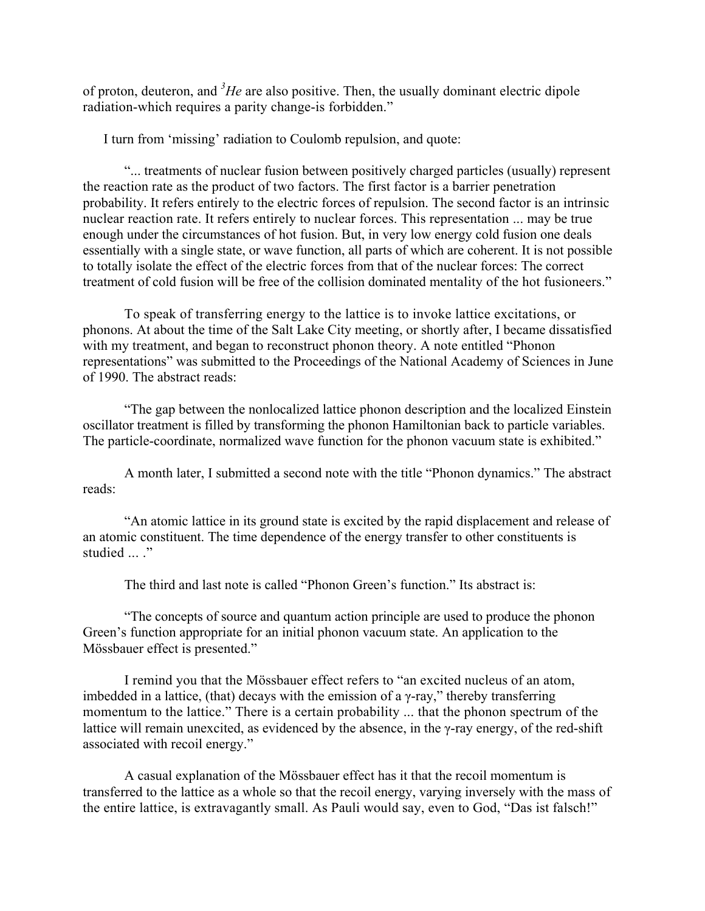of proton, deuteron, and $^3He$ are also positive. Then, the usually dominant electric dipole radiation-which requires a parity change-is forbidden."

I turn from 'missing' radiation to Coulomb repulsion, and quote:

"... treatments of nuclear fusion between positively charged particles (usually) represent the reaction rate as the product of two factors. The first factor is a barrier penetration probability. It refers entirely to the electric forces of repulsion. The second factor is an intrinsic nuclear reaction rate. It refers entirely to nuclear forces. This representation ... may be true enough under the circumstances of hot fusion. But, in very low energy cold fusion one deals essentially with a single state, or wave function, all parts of which are coherent. It is not possible to totally isolate the effect of the electric forces from that of the nuclear forces: The correct treatment of cold fusion will be free of the collision dominated mentality of the hot fusioneers."

To speak of transferring energy to the lattice is to invoke lattice excitations, or phonons. At about the time of the Salt Lake City meeting, or shortly after, I became dissatisfied with my treatment, and began to reconstruct phonon theory. A note entitled "Phonon representations" was submitted to the Proceedings of the National Academy of Sciences in June of 1990. The abstract reads:

"The gap between the nonlocalized lattice phonon description and the localized Einstein oscillator treatment is filled by transforming the phonon Hamiltonian back to particle variables. The particle-coordinate, normalized wave function for the phonon vacuum state is exhibited."

A month later, I submitted a second note with the title "Phonon dynamics." The abstract reads:

"An atomic lattice in its ground state is excited by the rapid displacement and release of an atomic constituent. The time dependence of the energy transfer to other constituents is studied ... ."

The third and last note is called "Phonon Green's function." Its abstract is:

"The concepts of source and quantum action principle are used to produce the phonon Green's function appropriate for an initial phonon vacuum state. An application to the Mössbauer effect is presented."

I remind you that the Mössbauer effect refers to "an excited nucleus of an atom, imbedded in a lattice, (that) decays with the emission of a γ-ray," thereby transferring momentum to the lattice." There is a certain probability ... that the phonon spectrum of the lattice will remain unexcited, as evidenced by the absence, in the γ-ray energy, of the red-shift associated with recoil energy."

A casual explanation of the Mössbauer effect has it that the recoil momentum is transferred to the lattice as a whole so that the recoil energy, varying inversely with the mass of the entire lattice, is extravagantly small. As Pauli would say, even to God, "Das ist falsch!"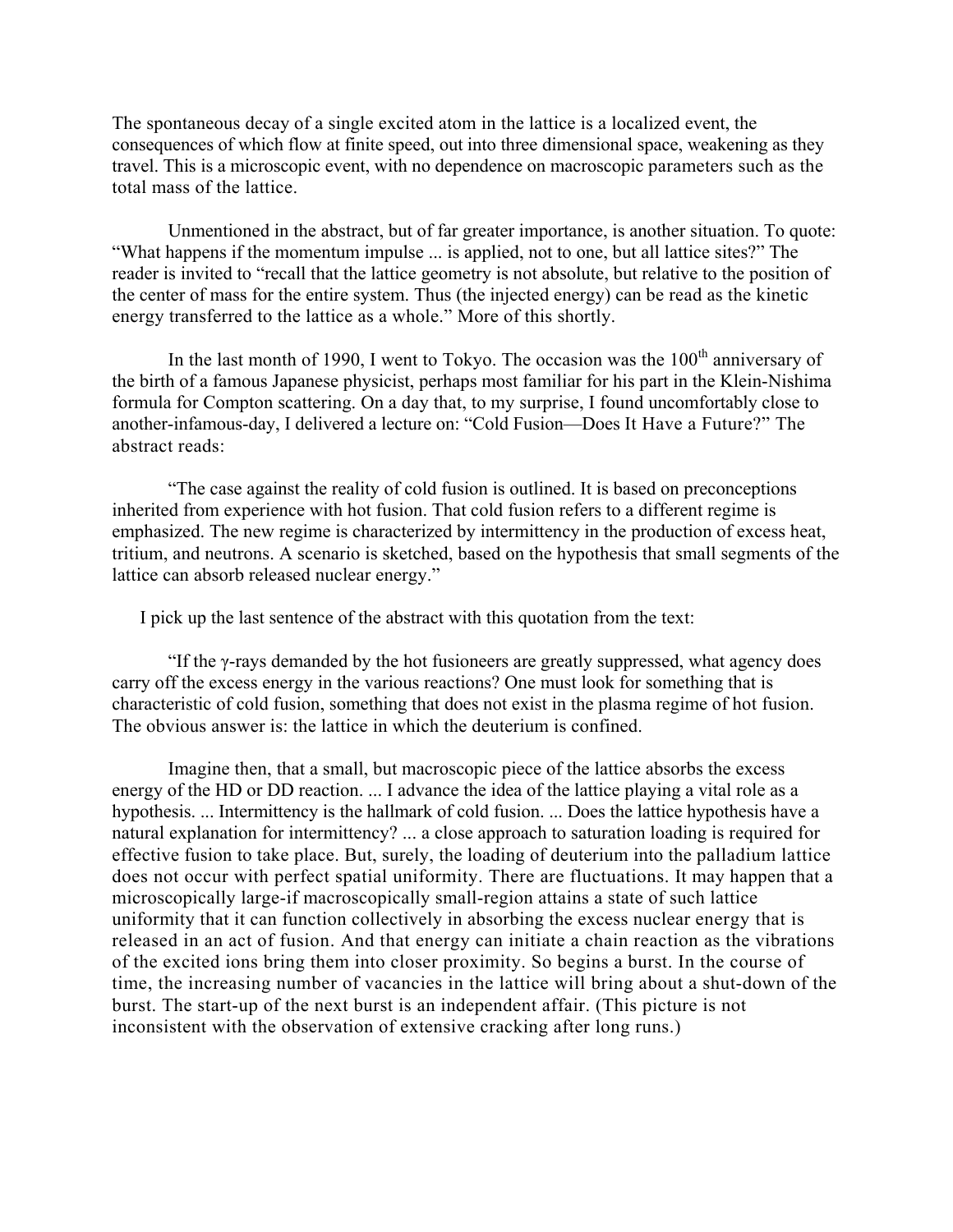The spontaneous decay of a single excited atom in the lattice is a localized event, the consequences of which flow at finite speed, out into three dimensional space, weakening as they travel. This is a microscopic event, with no dependence on macroscopic parameters such as the total mass of the lattice.

Unmentioned in the abstract, but of far greater importance, is another situation. To quote: "What happens if the momentum impulse ... is applied, not to one, but all lattice sites?" The reader is invited to "recall that the lattice geometry is not absolute, but relative to the position of the center of mass for the entire system. Thus (the injected energy) can be read as the kinetic energy transferred to the lattice as a whole." More of this shortly.

In the last month of 1990, I went to Tokyo. The occasion was the 100th anniversary of the birth of a famous Japanese physicist, perhaps most familiar for his part in the Klein-Nishima formula for Compton scattering. On a day that, to my surprise, I found uncomfortably close to another-infamous-day, I delivered a lecture on: "Cold Fusion—Does It Have a Future?" The abstract reads:

"The case against the reality of cold fusion is outlined. It is based on preconceptions inherited from experience with hot fusion. That cold fusion refers to a different regime is emphasized. The new regime is characterized by intermittency in the production of excess heat, tritium, and neutrons. A scenario is sketched, based on the hypothesis that small segments of the lattice can absorb released nuclear energy."

I pick up the last sentence of the abstract with this quotation from the text:

"If the γ-rays demanded by the hot fusioneers are greatly suppressed, what agency does carry off the excess energy in the various reactions? One must look for something that is characteristic of cold fusion, something that does not exist in the plasma regime of hot fusion. The obvious answer is: the lattice in which the deuterium is confined.

Imagine then, that a small, but macroscopic piece of the lattice absorbs the excess energy of the HD or DD reaction. ... I advance the idea of the lattice playing a vital role as a hypothesis. ... Intermittency is the hallmark of cold fusion. ... Does the lattice hypothesis have a natural explanation for intermittency? ... a close approach to saturation loading is required for effective fusion to take place. But, surely, the loading of deuterium into the palladium lattice does not occur with perfect spatial uniformity. There are fluctuations. It may happen that a microscopically large-if macroscopically small-region attains a state of such lattice uniformity that it can function collectively in absorbing the excess nuclear energy that is released in an act of fusion. And that energy can initiate a chain reaction as the vibrations of the excited ions bring them into closer proximity. So begins a burst. In the course of time, the increasing number of vacancies in the lattice will bring about a shut-down of the burst. The start-up of the next burst is an independent affair. (This picture is not inconsistent with the observation of extensive cracking after long runs.)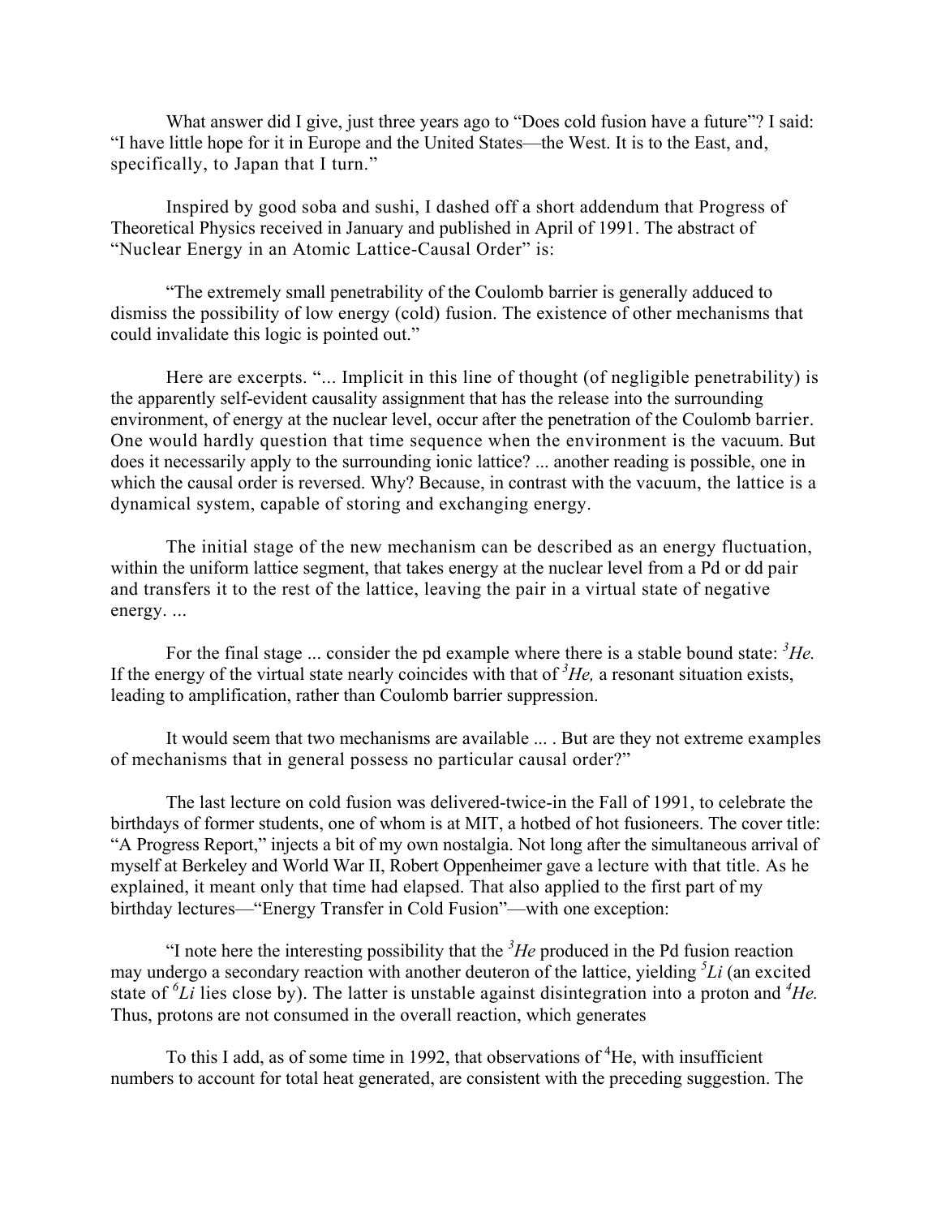What answer did I give, just three years ago to “Does cold fusion have a future”? I said: “I have little hope for it in Europe and the United States—the West. It is to the East, and, specifically, to Japan that I turn.”

Inspired by good soba and sushi, I dashed off a short addendum that Progress of Theoretical Physics received in January and published in April of 1991. The abstract of “Nuclear Energy in an Atomic Lattice-Causal Order” is:

“The extremely small penetrability of the Coulomb barrier is generally adduced to dismiss the possibility of low energy (cold) fusion. The existence of other mechanisms that could invalidate this logic is pointed out.”

Here are excerpts. “... Implicit in this line of thought (of negligible penetrability) is the apparently self-evident causality assignment that has the release into the surrounding environment, of energy at the nuclear level, occur after the penetration of the Coulomb barrier. One would hardly question that time sequence when the environment is the vacuum. But does it necessarily apply to the surrounding ionic lattice? ... another reading is possible, one in which the causal order is reversed. Why? Because, in contrast with the vacuum, the lattice is a dynamical system, capable of storing and exchanging energy.

The initial stage of the new mechanism can be described as an energy fluctuation, within the uniform lattice segment, that takes energy at the nuclear level from a Pd or dd pair and transfers it to the rest of the lattice, leaving the pair in a virtual state of negative energy. ...

For the final stage ... consider the pd example where there is a stable bound state: *$^{3}He$.* If the energy of the virtual state nearly coincides with that of *$^{3}He$,* a resonant situation exists, leading to amplification, rather than Coulomb barrier suppression.

It would seem that two mechanisms are available ... . But are they not extreme examples of mechanisms that in general possess no particular causal order?”

The last lecture on cold fusion was delivered-twice-in the Fall of 1991, to celebrate the birthdays of former students, one of whom is at MIT, a hotbed of hot fusioneers. The cover title: “A Progress Report,” injects a bit of my own nostalgia. Not long after the simultaneous arrival of myself at Berkeley and World War II, Robert Oppenheimer gave a lecture with that title. As he explained, it meant only that time had elapsed. That also applied to the first part of my birthday lectures—“Energy Transfer in Cold Fusion”—with one exception:

“I note here the interesting possibility that the *$^{3}He$* produced in the Pd fusion reaction may undergo a secondary reaction with another deuteron of the lattice, yielding *$^{5}Li$* (an excited state of *$^{6}Li$* lies close by). The latter is unstable against disintegration into a proton and *$^{4}He$.* Thus, protons are not consumed in the overall reaction, which generates

To this I add, as of some time in 1992, that observations of $^{4}$He, with insufficient numbers to account for total heat generated, are consistent with the preceding suggestion. The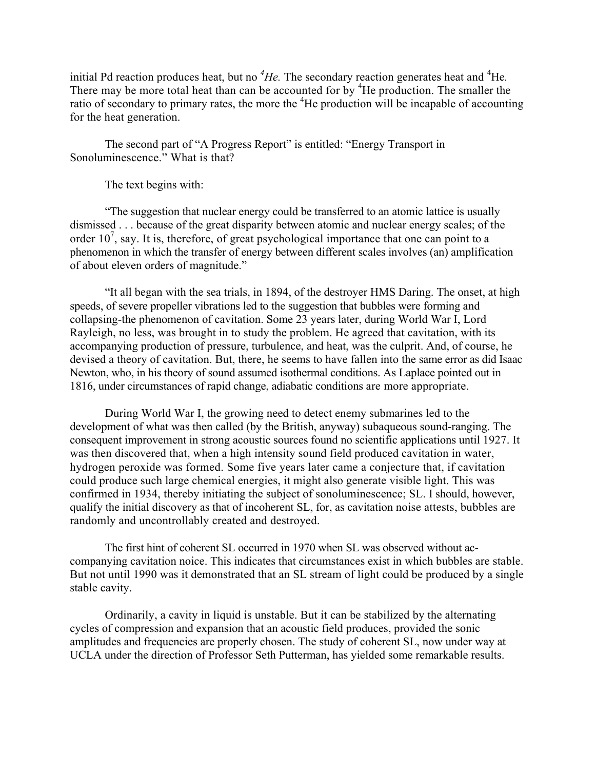initial Pd reaction produces heat, but no *$^4$He.* The secondary reaction generates heat and $^4$He. There may be more total heat than can be accounted for by $^4$He production. The smaller the ratio of secondary to primary rates, the more the $^4$He production will be incapable of accounting for the heat generation.

The second part of "A Progress Report" is entitled: "Energy Transport in Sonoluminescence." What is that?

The text begins with:

"The suggestion that nuclear energy could be transferred to an atomic lattice is usually dismissed . . . because of the great disparity between atomic and nuclear energy scales; of the order $10^7$, say. It is, therefore, of great psychological importance that one can point to a phenomenon in which the transfer of energy between different scales involves (an) amplification of about eleven orders of magnitude."

"It all began with the sea trials, in 1894, of the destroyer HMS Daring. The onset, at high speeds, of severe propeller vibrations led to the suggestion that bubbles were forming and collapsing-the phenomenon of cavitation. Some 23 years later, during World War I, Lord Rayleigh, no less, was brought in to study the problem. He agreed that cavitation, with its accompanying production of pressure, turbulence, and heat, was the culprit. And, of course, he devised a theory of cavitation. But, there, he seems to have fallen into the same error as did Isaac Newton, who, in his theory of sound assumed isothermal conditions. As Laplace pointed out in 1816, under circumstances of rapid change, adiabatic conditions are more appropriate.

During World War I, the growing need to detect enemy submarines led to the development of what was then called (by the British, anyway) subaqueous sound-ranging. The consequent improvement in strong acoustic sources found no scientific applications until 1927. It was then discovered that, when a high intensity sound field produced cavitation in water, hydrogen peroxide was formed. Some five years later came a conjecture that, if cavitation could produce such large chemical energies, it might also generate visible light. This was confirmed in 1934, thereby initiating the subject of sonoluminescence; SL. I should, however, qualify the initial discovery as that of incoherent SL, for, as cavitation noise attests, bubbles are randomly and uncontrollably created and destroyed.

The first hint of coherent SL occurred in 1970 when SL was observed without accompanying cavitation noice. This indicates that circumstances exist in which bubbles are stable. But not until 1990 was it demonstrated that an SL stream of light could be produced by a single stable cavity.

Ordinarily, a cavity in liquid is unstable. But it can be stabilized by the alternating cycles of compression and expansion that an acoustic field produces, provided the sonic amplitudes and frequencies are properly chosen. The study of coherent SL, now under way at UCLA under the direction of Professor Seth Putterman, has yielded some remarkable results.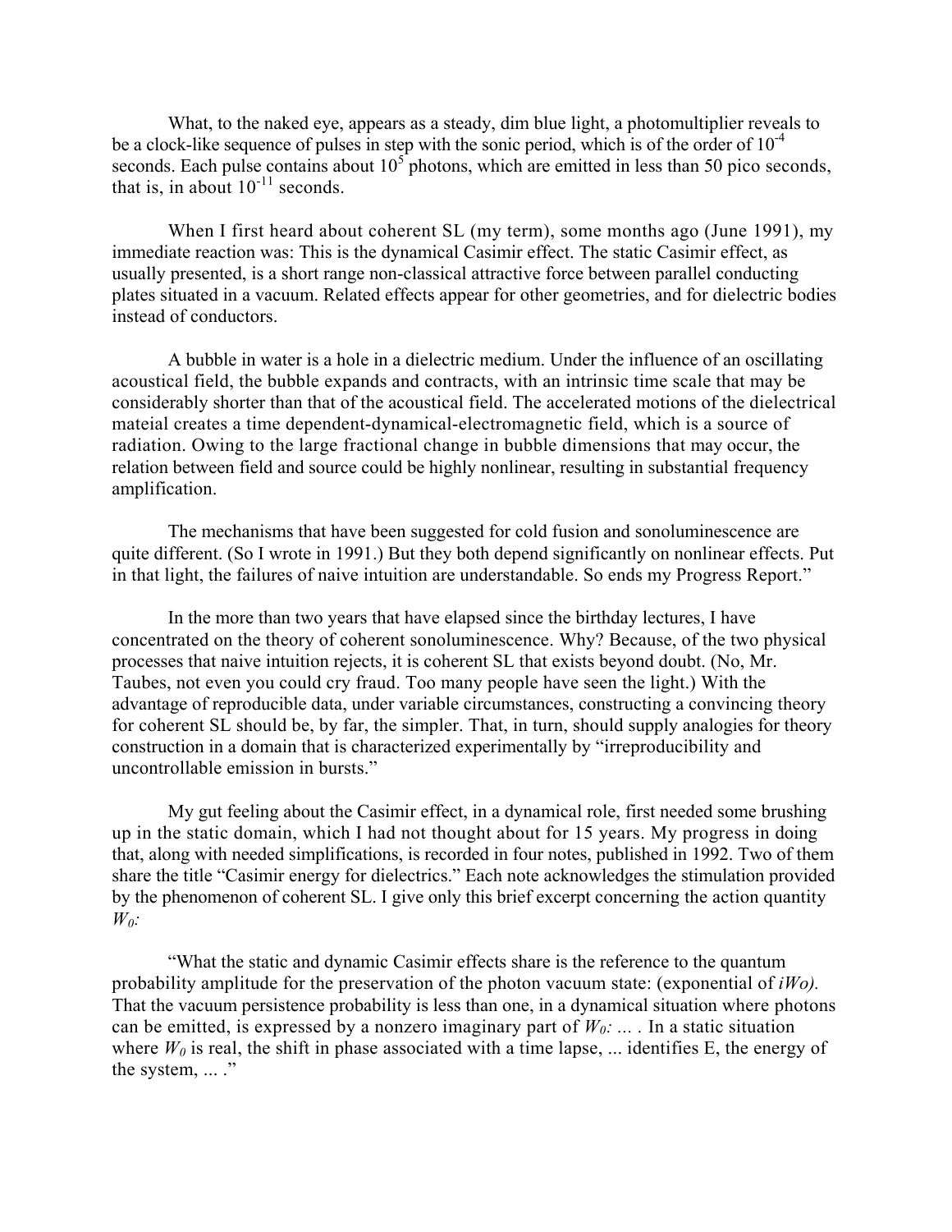What, to the naked eye, appears as a steady, dim blue light, a photomultiplier reveals to be a clock-like sequence of pulses in step with the sonic period, which is of the order of $10^{-4}$ seconds. Each pulse contains about $10^5$ photons, which are emitted in less than 50 pico seconds, that is, in about $10^{-11}$ seconds.

When I first heard about coherent SL (my term), some months ago (June 1991), my immediate reaction was: This is the dynamical Casimir effect. The static Casimir effect, as usually presented, is a short range non-classical attractive force between parallel conducting plates situated in a vacuum. Related effects appear for other geometries, and for dielectric bodies instead of conductors.

A bubble in water is a hole in a dielectric medium. Under the influence of an oscillating acoustical field, the bubble expands and contracts, with an intrinsic time scale that may be considerably shorter than that of the acoustical field. The accelerated motions of the dielectrical mateial creates a time dependent-dynamical-electromagnetic field, which is a source of radiation. Owing to the large fractional change in bubble dimensions that may occur, the relation between field and source could be highly nonlinear, resulting in substantial frequency amplification.

The mechanisms that have been suggested for cold fusion and sonoluminescence are quite different. (So I wrote in 1991.) But they both depend significantly on nonlinear effects. Put in that light, the failures of naive intuition are understandable. So ends my Progress Report."

In the more than two years that have elapsed since the birthday lectures, I have concentrated on the theory of coherent sonoluminescence. Why? Because, of the two physical processes that naive intuition rejects, it is coherent SL that exists beyond doubt. (No, Mr. Taubes, not even you could cry fraud. Too many people have seen the light.) With the advantage of reproducible data, under variable circumstances, constructing a convincing theory for coherent SL should be, by far, the simpler. That, in turn, should supply analogies for theory construction in a domain that is characterized experimentally by "irreproducibility and uncontrollable emission in bursts."

My gut feeling about the Casimir effect, in a dynamical role, first needed some brushing up in the static domain, which I had not thought about for 15 years. My progress in doing that, along with needed simplifications, is recorded in four notes, published in 1992. Two of them share the title "Casimir energy for dielectrics." Each note acknowledges the stimulation provided by the phenomenon of coherent SL. I give only this brief excerpt concerning the action quantity $W_0$:

"What the static and dynamic Casimir effects share is the reference to the quantum probability amplitude for the preservation of the photon vacuum state: (exponential of $iW_0$). That the vacuum persistence probability is less than one, in a dynamical situation where photons can be emitted, is expressed by a nonzero imaginary part of $W_0$: ... . In a static situation where $W_0$ is real, the shift in phase associated with a time lapse, ... identifies E, the energy of the system, ... ."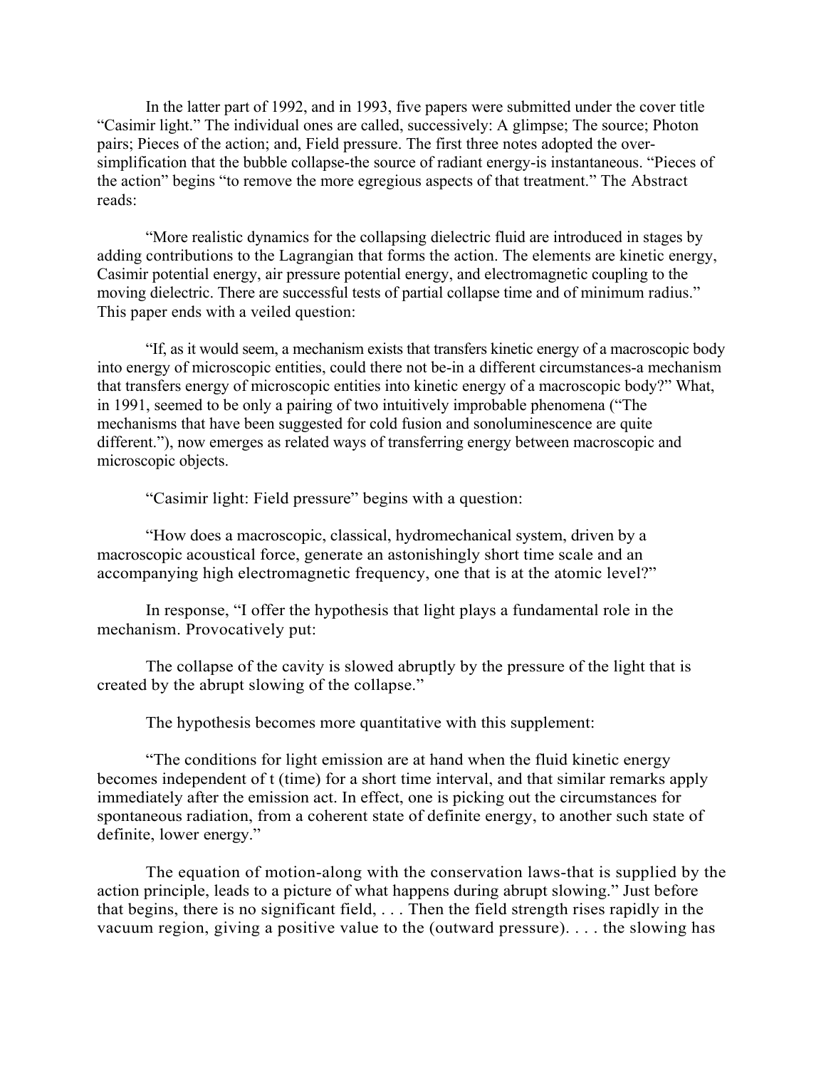In the latter part of 1992, and in 1993, five papers were submitted under the cover title "Casimir light." The individual ones are called, successively: A glimpse; The source; Photon pairs; Pieces of the action; and, Field pressure. The first three notes adopted the over-simplification that the bubble collapse-the source of radiant energy-is instantaneous. "Pieces of the action" begins "to remove the more egregious aspects of that treatment." The Abstract reads:

"More realistic dynamics for the collapsing dielectric fluid are introduced in stages by adding contributions to the Lagrangian that forms the action. The elements are kinetic energy, Casimir potential energy, air pressure potential energy, and electromagnetic coupling to the moving dielectric. There are successful tests of partial collapse time and of minimum radius." This paper ends with a veiled question:

"If, as it would seem, a mechanism exists that transfers kinetic energy of a macroscopic body into energy of microscopic entities, could there not be-in a different circumstances-a mechanism that transfers energy of microscopic entities into kinetic energy of a macroscopic body?" What, in 1991, seemed to be only a pairing of two intuitively improbable phenomena ("The mechanisms that have been suggested for cold fusion and sonoluminescence are quite different."), now emerges as related ways of transferring energy between macroscopic and microscopic objects.

"Casimir light: Field pressure" begins with a question:

"How does a macroscopic, classical, hydromechanical system, driven by a macroscopic acoustical force, generate an astonishingly short time scale and an accompanying high electromagnetic frequency, one that is at the atomic level?"

In response, "I offer the hypothesis that light plays a fundamental role in the mechanism. Provocatively put:

The collapse of the cavity is slowed abruptly by the pressure of the light that is created by the abrupt slowing of the collapse."

The hypothesis becomes more quantitative with this supplement:

"The conditions for light emission are at hand when the fluid kinetic energy becomes independent of t (time) for a short time interval, and that similar remarks apply immediately after the emission act. In effect, one is picking out the circumstances for spontaneous radiation, from a coherent state of definite energy, to another such state of definite, lower energy."

The equation of motion-along with the conservation laws-that is supplied by the action principle, leads to a picture of what happens during abrupt slowing." Just before that begins, there is no significant field, . . . Then the field strength rises rapidly in the vacuum region, giving a positive value to the (outward pressure). . . . the slowing has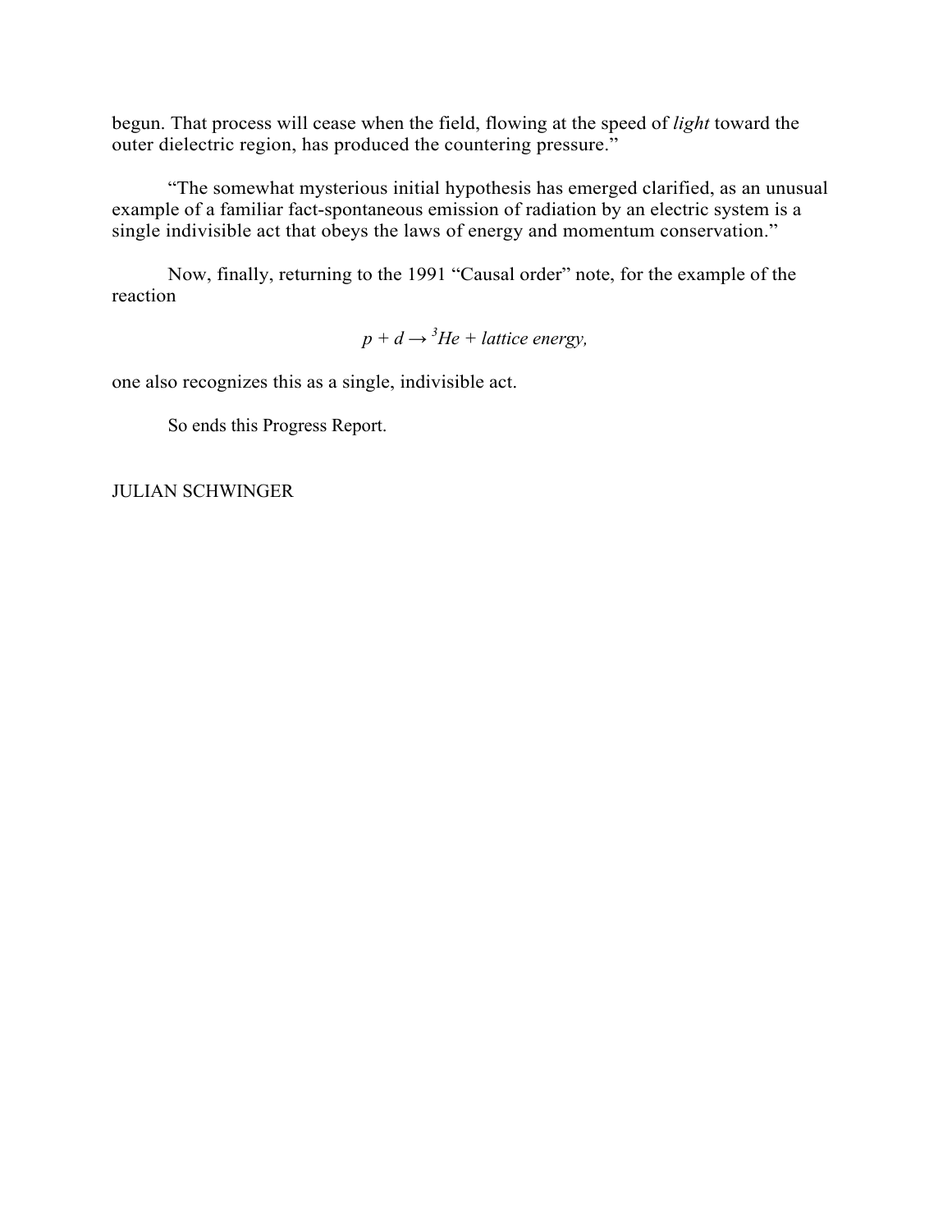begun. That process will cease when the field, flowing at the speed of *light* toward the outer dielectric region, has produced the countering pressure."

"The somewhat mysterious initial hypothesis has emerged clarified, as an unusual example of a familiar fact-spontaneous emission of radiation by an electric system is a single indivisible act that obeys the laws of energy and momentum conservation."

Now, finally, returning to the 1991 "Causal order" note, for the example of the reaction

$$p + d \rightarrow {}^{3}He + \textit{lattice energy},$$

one also recognizes this as a single, indivisible act.

So ends this Progress Report.

JULIAN SCHWINGER